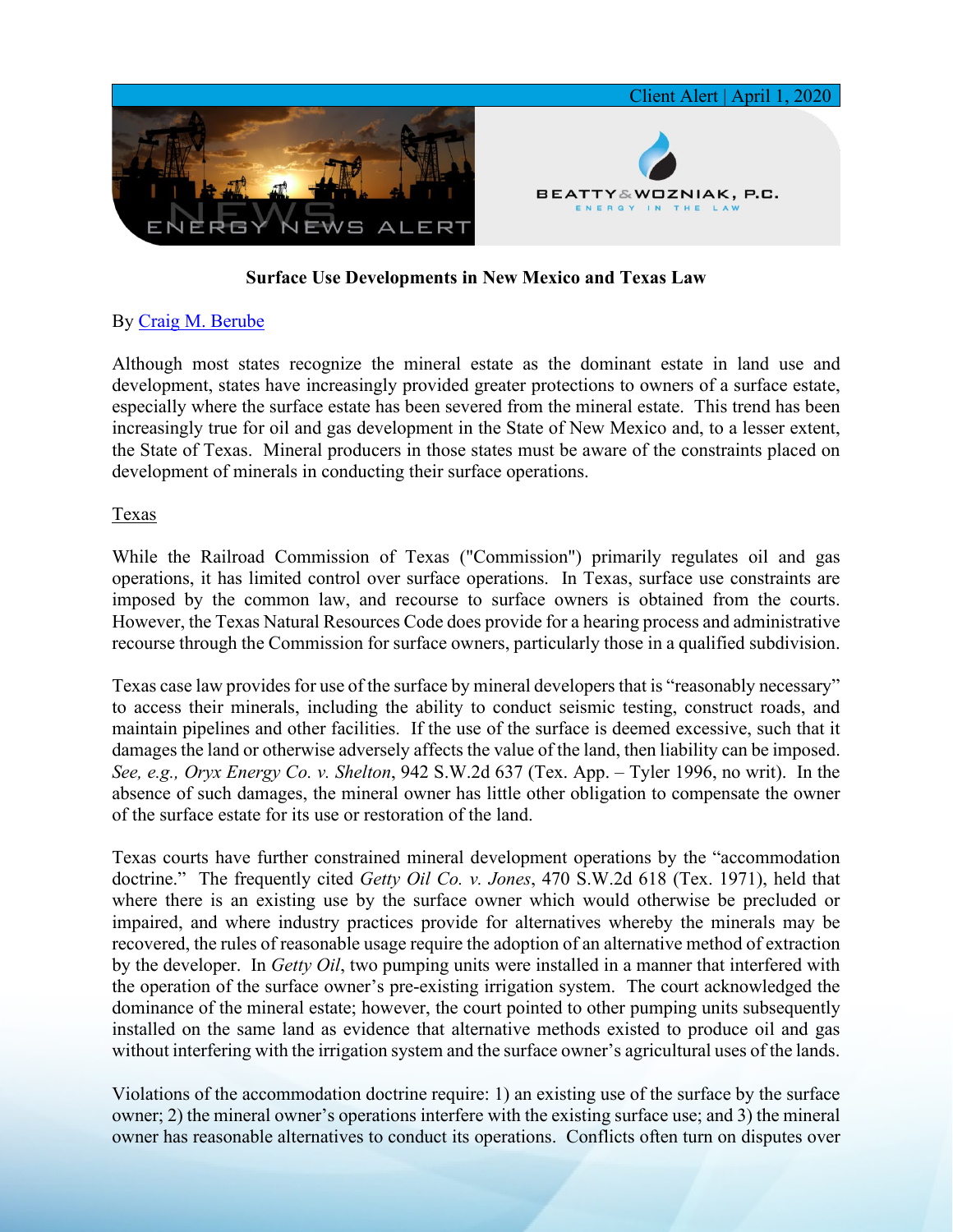Client Alert | April 1, 2020

**Surface Use Developments in New Mexico and Texas Law**

By Craig M. Berube

Although most states recognize the mineral estate as the dominant estate in land use and development, states have increasingly provided greater protections to owners of a surface estate, especially where the surface estate has been severed from the mineral estate. This trend has been increasingly true for oil and gas development in the State of New Mexico and, to a lesser extent, the State of Texas. Mineral producers in those states must be aware of the constraints placed on development of minerals in conducting their surface operations.

## Texas

While the Railroad Commission of Texas ("Commission") primarily regulates oil and gas operations, it has limited control over surface operations. In Texas, surface use constraints are imposed by the common law, and recourse to surface owners is obtained from the courts. However, the Texas Natural Resources Code does provide for a hearing process and administrative recourse through the Commission for surface owners, particularly those in a qualified subdivision.

Texas case law provides for use of the surface by mineral developers that is "reasonably necessary" to access their minerals, including the ability to conduct seismic testing, construct roads, and maintain pipelines and other facilities. If the use of the surface is deemed excessive, such that it damages the land or otherwise adversely affects the value of the land, then liability can be imposed. *See, e.g., Oryx Energy Co. v. Shelton*, 942 S.W.2d 637 (Tex. App. – Tyler 1996, no writ). In the absence of such damages, the mineral owner has little other obligation to compensate the owner of the surface estate for its use or restoration of the land.

Texas courts have further constrained mineral development operations by the "accommodation doctrine." The frequently cited *Getty Oil Co. v. Jones*, 470 S.W.2d 618 (Tex. 1971), held that where there is an existing use by the surface owner which would otherwise be precluded or impaired, and where industry practices provide for alternatives whereby the minerals may be recovered, the rules of reasonable usage require the adoption of an alternative method of extraction by the developer. In *Getty Oil*, two pumping units were installed in a manner that interfered with the operation of the surface owner's pre-existing irrigation system. The court acknowledged the dominance of the mineral estate; however, the court pointed to other pumping units subsequently installed on the same land as evidence that alternative methods existed to produce oil and gas without interfering with the irrigation system and the surface owner's agricultural uses of the lands.

Violations of the accommodation doctrine require: 1) an existing use of the surface by the surface owner; 2) the mineral owner's operations interfere with the existing surface use; and 3) the mineral owner has reasonable alternatives to conduct its operations. Conflicts often turn on disputes over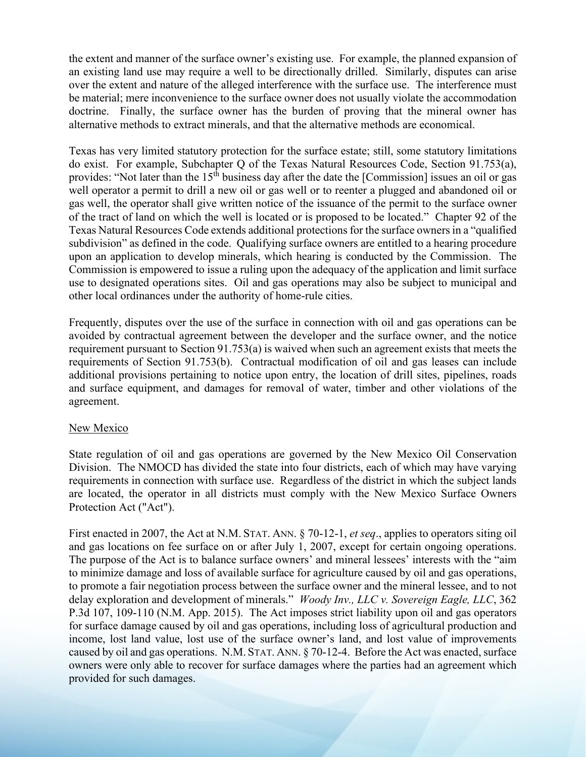the extent and manner of the surface owner's existing use. For example, the planned expansion of an existing land use may require a well to be directionally drilled. Similarly, disputes can arise over the extent and nature of the alleged interference with the surface use. The interference must be material; mere inconvenience to the surface owner does not usually violate the accommodation doctrine. Finally, the surface owner has the burden of proving that the mineral owner has alternative methods to extract minerals, and that the alternative methods are economical.

Texas has very limited statutory protection for the surface estate; still, some statutory limitations do exist. For example, Subchapter Q of the Texas Natural Resources Code, Section 91.753(a), provides: "Not later than the 15th business day after the date the [Commission] issues an oil or gas well operator a permit to drill a new oil or gas well or to reenter a plugged and abandoned oil or gas well, the operator shall give written notice of the issuance of the permit to the surface owner of the tract of land on which the well is located or is proposed to be located." Chapter 92 of the Texas Natural Resources Code extends additional protections for the surface owners in a "qualified subdivision" as defined in the code. Qualifying surface owners are entitled to a hearing procedure upon an application to develop minerals, which hearing is conducted by the Commission. The Commission is empowered to issue a ruling upon the adequacy of the application and limit surface use to designated operations sites. Oil and gas operations may also be subject to municipal and other local ordinances under the authority of home-rule cities.

Frequently, disputes over the use of the surface in connection with oil and gas operations can be avoided by contractual agreement between the developer and the surface owner, and the notice requirement pursuant to Section 91.753(a) is waived when such an agreement exists that meets the requirements of Section 91.753(b). Contractual modification of oil and gas leases can include additional provisions pertaining to notice upon entry, the location of drill sites, pipelines, roads and surface equipment, and damages for removal of water, timber and other violations of the agreement.

New Mexico

State regulation of oil and gas operations are governed by the New Mexico Oil Conservation Division. The NMOCD has divided the state into four districts, each of which may have varying requirements in connection with surface use. Regardless of the district in which the subject lands are located, the operator in all districts must comply with the New Mexico Surface Owners Protection Act ("Act").

First enacted in 2007, the Act at N.M. STAT. ANN. § 70-12-1, *et seq*., applies to operators siting oil and gas locations on fee surface on or after July 1, 2007, except for certain ongoing operations. The purpose of the Act is to balance surface owners' and mineral lessees' interests with the "aim to minimize damage and loss of available surface for agriculture caused by oil and gas operations, to promote a fair negotiation process between the surface owner and the mineral lessee, and to not delay exploration and development of minerals." *Woody Inv., LLC v. Sovereign Eagle, LLC*, 362 P.3d 107, 109-110 (N.M. App. 2015). The Act imposes strict liability upon oil and gas operators for surface damage caused by oil and gas operations, including loss of agricultural production and income, lost land value, lost use of the surface owner's land, and lost value of improvements caused by oil and gas operations. N.M. STAT. ANN. § 70-12-4. Before the Act was enacted, surface owners were only able to recover for surface damages where the parties had an agreement which provided for such damages.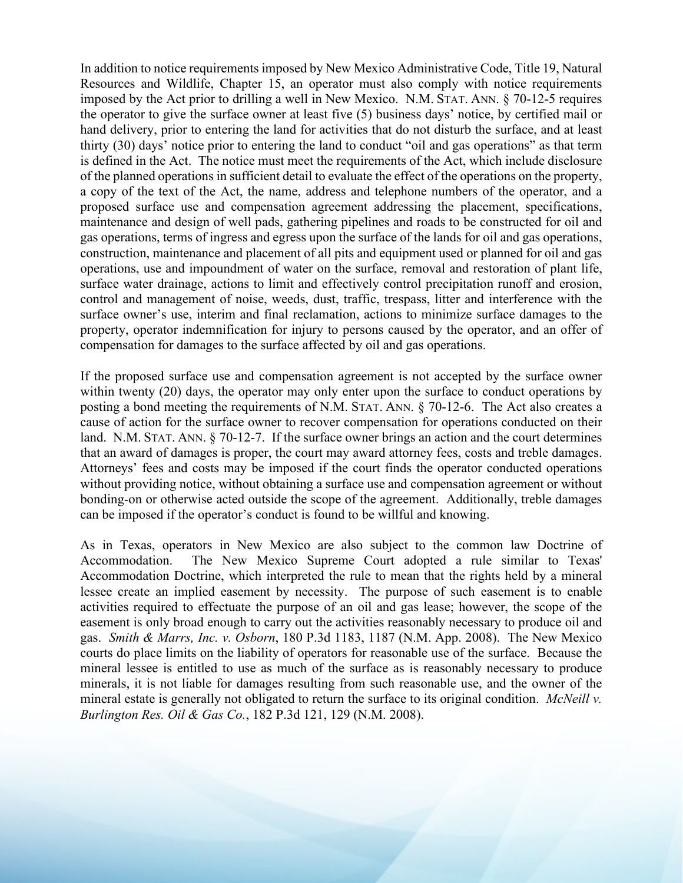In addition to notice requirements imposed by New Mexico Administrative Code, Title 19, Natural Resources and Wildlife, Chapter 15, an operator must also comply with notice requirements imposed by the Act prior to drilling a well in New Mexico. N.M. STAT. ANN. § 70-12-5 requires the operator to give the surface owner at least five (5) business days' notice, by certified mail or hand delivery, prior to entering the land for activities that do not disturb the surface, and at least thirty (30) days' notice prior to entering the land to conduct "oil and gas operations" as that term is defined in the Act. The notice must meet the requirements of the Act, which include disclosure of the planned operations in sufficient detail to evaluate the effect of the operations on the property, a copy of the text of the Act, the name, address and telephone numbers of the operator, and a proposed surface use and compensation agreement addressing the placement, specifications, maintenance and design of well pads, gathering pipelines and roads to be constructed for oil and gas operations, terms of ingress and egress upon the surface of the lands for oil and gas operations, construction, maintenance and placement of all pits and equipment used or planned for oil and gas operations, use and impoundment of water on the surface, removal and restoration of plant life, surface water drainage, actions to limit and effectively control precipitation runoff and erosion, control and management of noise, weeds, dust, traffic, trespass, litter and interference with the surface owner's use, interim and final reclamation, actions to minimize surface damages to the property, operator indemnification for injury to persons caused by the operator, and an offer of compensation for damages to the surface affected by oil and gas operations.

If the proposed surface use and compensation agreement is not accepted by the surface owner within twenty (20) days, the operator may only enter upon the surface to conduct operations by posting a bond meeting the requirements of N.M. STAT. ANN. § 70-12-6. The Act also creates a cause of action for the surface owner to recover compensation for operations conducted on their land. N.M. STAT. ANN. § 70-12-7. If the surface owner brings an action and the court determines that an award of damages is proper, the court may award attorney fees, costs and treble damages. Attorneys' fees and costs may be imposed if the court finds the operator conducted operations without providing notice, without obtaining a surface use and compensation agreement or without bonding-on or otherwise acted outside the scope of the agreement. Additionally, treble damages can be imposed if the operator's conduct is found to be willful and knowing.

As in Texas, operators in New Mexico are also subject to the common law Doctrine of Accommodation. The New Mexico Supreme Court adopted a rule similar to Texas' Accommodation Doctrine, which interpreted the rule to mean that the rights held by a mineral lessee create an implied easement by necessity. The purpose of such easement is to enable activities required to effectuate the purpose of an oil and gas lease; however, the scope of the easement is only broad enough to carry out the activities reasonably necessary to produce oil and gas. *Smith & Marrs, Inc. v. Osborn*, 180 P.3d 1183, 1187 (N.M. App. 2008). The New Mexico courts do place limits on the liability of operators for reasonable use of the surface. Because the mineral lessee is entitled to use as much of the surface as is reasonably necessary to produce minerals, it is not liable for damages resulting from such reasonable use, and the owner of the mineral estate is generally not obligated to return the surface to its original condition. *McNeill v. Burlington Res. Oil & Gas Co.*, 182 P.3d 121, 129 (N.M. 2008).